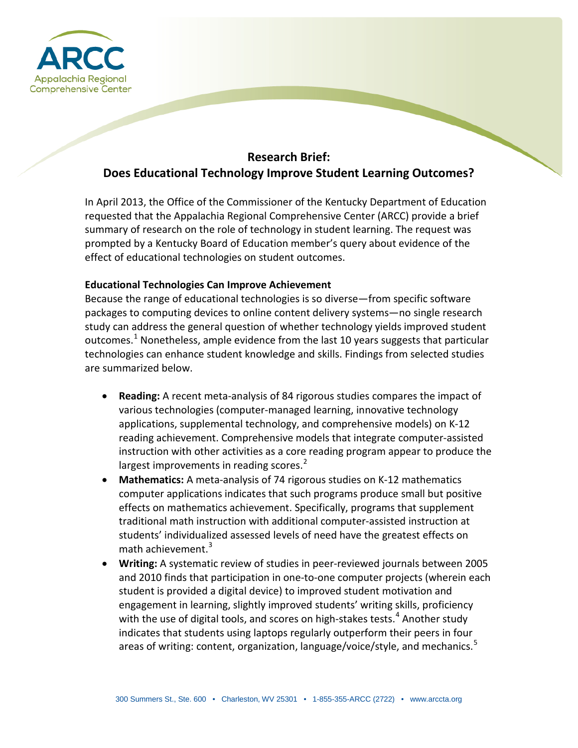ARCC
Appalachia Regional Comprehensive Center

# Research Brief: Does Educational Technology Improve Student Learning Outcomes?

In April 2013, the Office of the Commissioner of the Kentucky Department of Education requested that the Appalachia Regional Comprehensive Center (ARCC) provide a brief summary of research on the role of technology in student learning. The request was prompted by a Kentucky Board of Education member's query about evidence of the effect of educational technologies on student outcomes.

## Educational Technologies Can Improve Achievement

Because the range of educational technologies is so diverse—from specific software packages to computing devices to online content delivery systems—no single research study can address the general question of whether technology yields improved student outcomes.[1] Nonetheless, ample evidence from the last 10 years suggests that particular technologies can enhance student knowledge and skills. Findings from selected studies are summarized below.

- **Reading:** A recent meta-analysis of 84 rigorous studies compares the impact of various technologies (computer-managed learning, innovative technology applications, supplemental technology, and comprehensive models) on K-12 reading achievement. Comprehensive models that integrate computer-assisted instruction with other activities as a core reading program appear to produce the largest improvements in reading scores.[2]
- **Mathematics:** A meta-analysis of 74 rigorous studies on K-12 mathematics computer applications indicates that such programs produce small but positive effects on mathematics achievement. Specifically, programs that supplement traditional math instruction with additional computer-assisted instruction at students' individualized assessed levels of need have the greatest effects on math achievement.[3]
- **Writing:** A systematic review of studies in peer-reviewed journals between 2005 and 2010 finds that participation in one-to-one computer projects (wherein each student is provided a digital device) to improved student motivation and engagement in learning, slightly improved students' writing skills, proficiency with the use of digital tools, and scores on high-stakes tests.[4] Another study indicates that students using laptops regularly outperform their peers in four areas of writing: content, organization, language/voice/style, and mechanics.[5]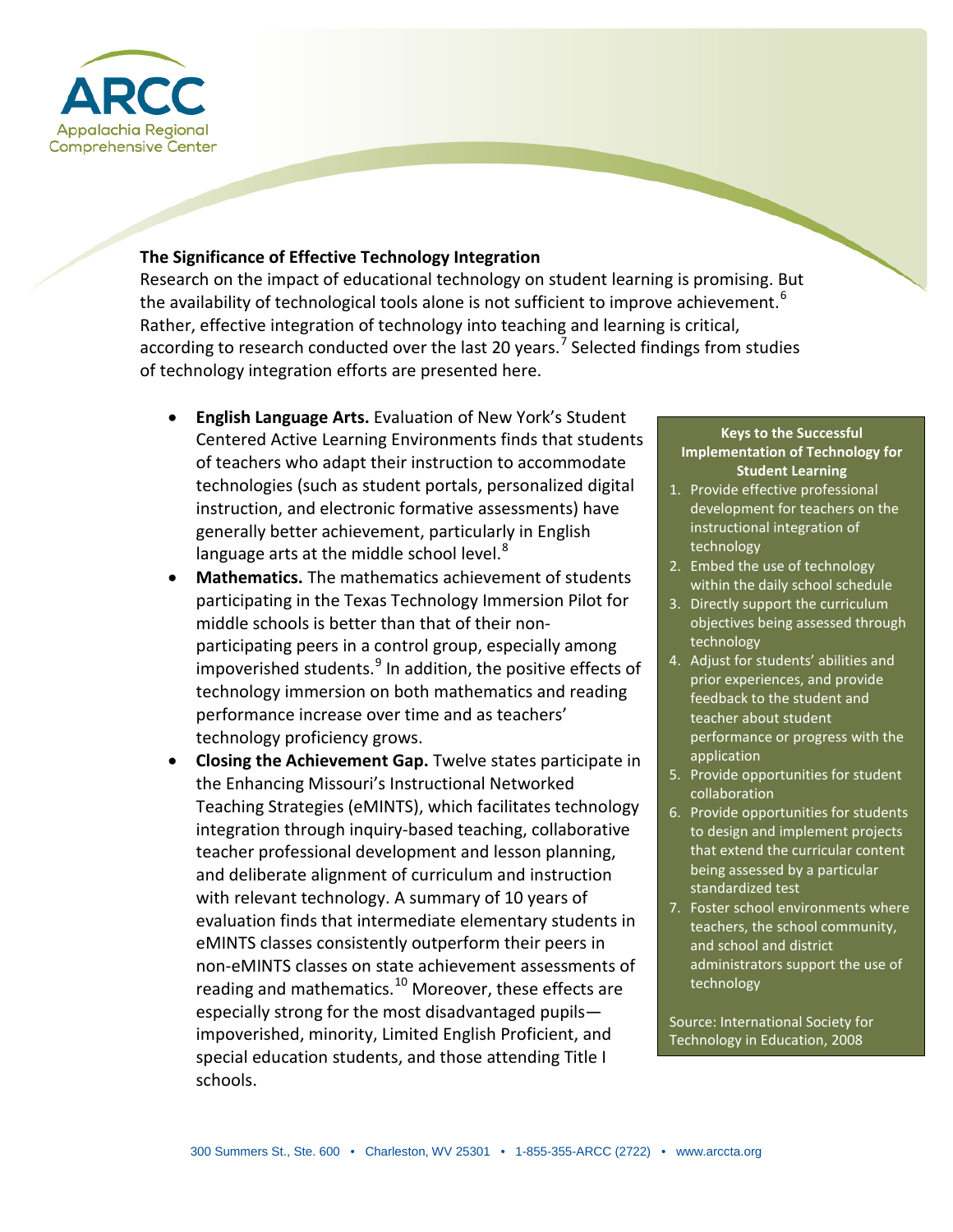## The Significance of Effective Technology Integration

Research on the impact of educational technology on student learning is promising. But the availability of technological tools alone is not sufficient to improve achievement.[6] Rather, effective integration of technology into teaching and learning is critical, according to research conducted over the last 20 years.[7] Selected findings from studies of technology integration efforts are presented here.

- **English Language Arts.** Evaluation of New York's Student Centered Active Learning Environments finds that students of teachers who adapt their instruction to accommodate technologies (such as student portals, personalized digital instruction, and electronic formative assessments) have generally better achievement, particularly in English language arts at the middle school level.[8]
- **Mathematics.** The mathematics achievement of students participating in the Texas Technology Immersion Pilot for middle schools is better than that of their non-participating peers in a control group, especially among impoverished students.[9] In addition, the positive effects of technology immersion on both mathematics and reading performance increase over time and as teachers' technology proficiency grows.
- **Closing the Achievement Gap.** Twelve states participate in the Enhancing Missouri's Instructional Networked Teaching Strategies (eMINTS), which facilitates technology integration through inquiry-based teaching, collaborative teacher professional development and lesson planning, and deliberate alignment of curriculum and instruction with relevant technology. A summary of 10 years of evaluation finds that intermediate elementary students in eMINTS classes consistently outperform their peers in non-eMINTS classes on state achievement assessments of reading and mathematics.[10] Moreover, these effects are especially strong for the most disadvantaged pupils—impoverished, minority, Limited English Proficient, and special education students, and those attending Title I schools.

**Keys to the Successful Implementation of Technology for Student Learning**

1. Provide effective professional development for teachers on the instructional integration of technology
2. Embed the use of technology within the daily school schedule
3. Directly support the curriculum objectives being assessed through technology
4. Adjust for students' abilities and prior experiences, and provide feedback to the student and teacher about student performance or progress with the application
5. Provide opportunities for student collaboration
6. Provide opportunities for students to design and implement projects that extend the curricular content being assessed by a particular standardized test
7. Foster school environments where teachers, the school community, and school and district administrators support the use of technology

Source: International Society for Technology in Education, 2008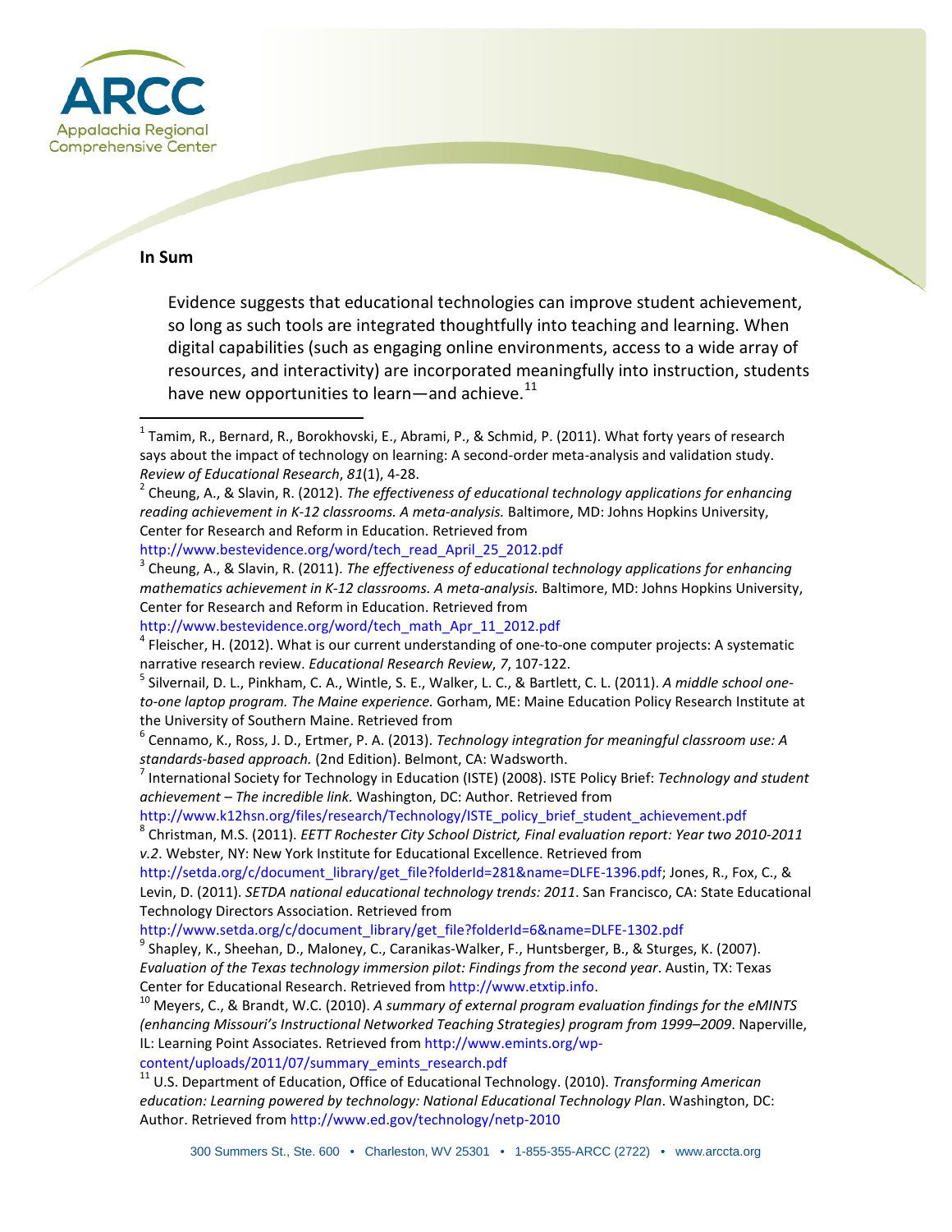## In Sum

Evidence suggests that educational technologies can improve student achievement, so long as such tools are integrated thoughtfully into teaching and learning. When digital capabilities (such as engaging online environments, access to a wide array of resources, and interactivity) are incorporated meaningfully into instruction, students have new opportunities to learn—and achieve.[11]

---

[1] Tamim, R., Bernard, R., Borokhovski, E., Abrami, P., & Schmid, P. (2011). What forty years of research says about the impact of technology on learning: A second-order meta-analysis and validation study. *Review of Educational Research*, *81*(1), 4-28.

[2] Cheung, A., & Slavin, R. (2012). *The effectiveness of educational technology applications for enhancing reading achievement in K-12 classrooms. A meta-analysis.* Baltimore, MD: Johns Hopkins University, Center for Research and Reform in Education. Retrieved from http://www.bestevidence.org/word/tech_read_April_25_2012.pdf

[3] Cheung, A., & Slavin, R. (2011). *The effectiveness of educational technology applications for enhancing mathematics achievement in K-12 classrooms. A meta-analysis.* Baltimore, MD: Johns Hopkins University, Center for Research and Reform in Education. Retrieved from http://www.bestevidence.org/word/tech_math_Apr_11_2012.pdf

[4] Fleischer, H. (2012). What is our current understanding of one-to-one computer projects: A systematic narrative research review. *Educational Research Review*, *7*, 107-122.

[5] Silvernail, D. L., Pinkham, C. A., Wintle, S. E., Walker, L. C., & Bartlett, C. L. (2011). *A middle school one-to-one laptop program. The Maine experience.* Gorham, ME: Maine Education Policy Research Institute at the University of Southern Maine. Retrieved from

[6] Cennamo, K., Ross, J. D., Ertmer, P. A. (2013). *Technology integration for meaningful classroom use: A standards-based approach.* (2nd Edition). Belmont, CA: Wadsworth.

[7] International Society for Technology in Education (ISTE) (2008). ISTE Policy Brief: *Technology and student achievement – The incredible link.* Washington, DC: Author. Retrieved from http://www.k12hsn.org/files/research/Technology/ISTE_policy_brief_student_achievement.pdf

[8] Christman, M.S. (2011). *EETT Rochester City School District, Final evaluation report: Year two 2010-2011 v.2*. Webster, NY: New York Institute for Educational Excellence. Retrieved from http://setda.org/c/document_library/get_file?folderId=281&name=DLFE-1396.pdf; Jones, R., Fox, C., & Levin, D. (2011). *SETDA national educational technology trends: 2011*. San Francisco, CA: State Educational Technology Directors Association. Retrieved from http://www.setda.org/c/document_library/get_file?folderId=6&name=DLFE-1302.pdf

[9] Shapley, K., Sheehan, D., Maloney, C., Caranikas-Walker, F., Huntsberger, B., & Sturges, K. (2007). *Evaluation of the Texas technology immersion pilot: Findings from the second year*. Austin, TX: Texas Center for Educational Research. Retrieved from http://www.etxtip.info.

[10] Meyers, C., & Brandt, W.C. (2010). *A summary of external program evaluation findings for the eMINTS (enhancing Missouri's Instructional Networked Teaching Strategies) program from 1999–2009*. Naperville, IL: Learning Point Associates. Retrieved from http://www.emints.org/wp-content/uploads/2011/07/summary_emints_research.pdf

[11] U.S. Department of Education, Office of Educational Technology. (2010). *Transforming American education: Learning powered by technology: National Educational Technology Plan*. Washington, DC: Author. Retrieved from http://www.ed.gov/technology/netp-2010